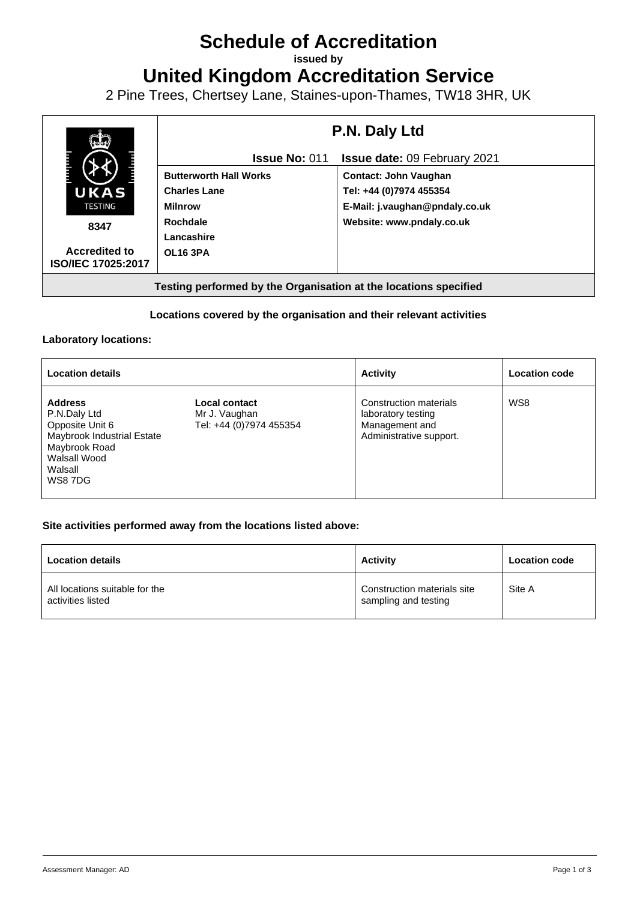# Schedule of Accreditation

**issued by**

# United Kingdom Accreditation Service

2 Pine Trees, Chertsey Lane, Staines-upon-Thames, TW18 3HR, UK

| | | |
|---|---|---|
| UKAS TESTING<br>**8347**<br>**Accredited to ISO/IEC 17025:2017** | **P.N. Daly Ltd** | |
| | **Issue No:** 011 | **Issue date:** 09 February 2021 |
| | **Butterworth Hall Works**<br>**Charles Lane**<br>**Milnrow**<br>**Rochdale**<br>**Lancashire**<br>**OL16 3PA** | **Contact: John Vaughan**<br>**Tel: +44 (0)7974 455354**<br>**E-Mail: j.vaughan@pndaly.co.uk**<br>**Website: www.pndaly.co.uk** |

**Testing performed by the Organisation at the locations specified**

**Locations covered by the organisation and their relevant activities**

**Laboratory locations:**

| Location details | | Activity | Location code |
|---|---|---|---|
| **Address**<br>P.N.Daly Ltd<br>Opposite Unit 6<br>Maybrook Industrial Estate<br>Maybrook Road<br>Walsall Wood<br>Walsall<br>WS8 7DG | **Local contact**<br>Mr J. Vaughan<br>Tel: +44 (0)7974 455354 | Construction materials laboratory testing<br>Management and Administrative support. | WS8 |

**Site activities performed away from the locations listed above:**

| Location details | Activity | Location code |
|---|---|---|
| All locations suitable for the activities listed | Construction materials site sampling and testing | Site A |

Assessment Manager: AD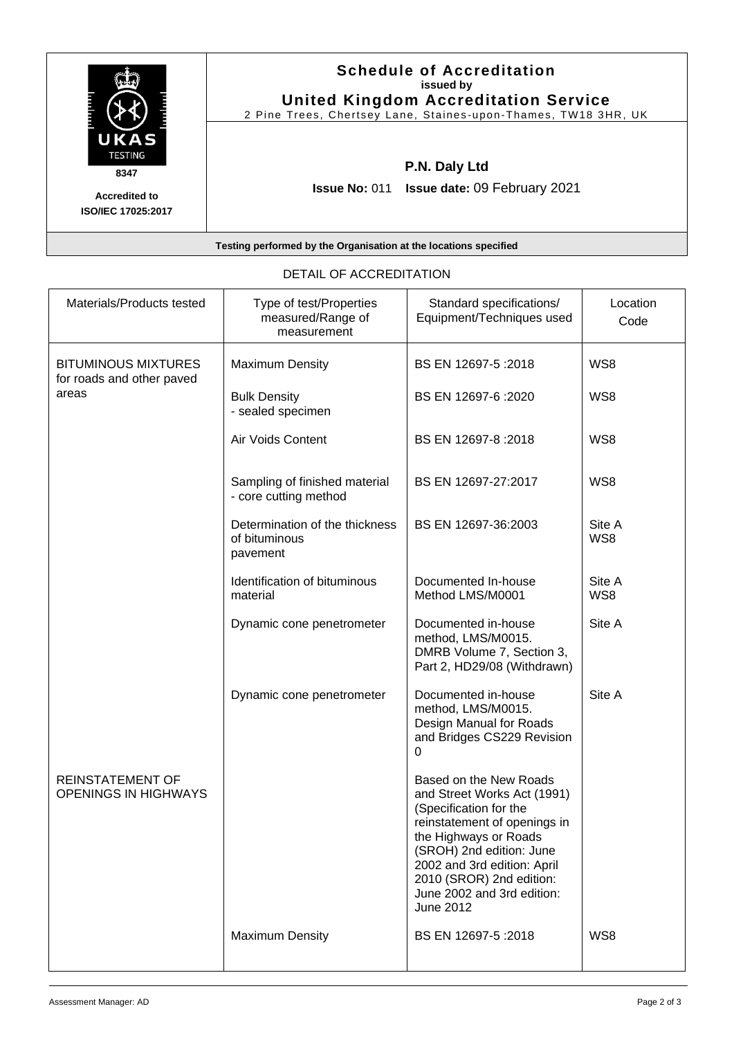**Schedule of Accreditation**
**issued by**
**United Kingdom Accreditation Service**
2 Pine Trees, Chertsey Lane, Staines-upon-Thames, TW18 3HR, UK

UKAS TESTING
8347
**Accredited to ISO/IEC 17025:2017**

**P.N. Daly Ltd**

**Issue No:** 011 **Issue date:** 09 February 2021

**Testing performed by the Organisation at the locations specified**

DETAIL OF ACCREDITATION

| Materials/Products tested | Type of test/Properties measured/Range of measurement | Standard specifications/ Equipment/Techniques used | Location Code |
|---|---|---|---|
| BITUMINOUS MIXTURES for roads and other paved areas | Maximum Density | BS EN 12697-5 :2018 | WS8 |
| | Bulk Density - sealed specimen | BS EN 12697-6 :2020 | WS8 |
| | Air Voids Content | BS EN 12697-8 :2018 | WS8 |
| | Sampling of finished material - core cutting method | BS EN 12697-27:2017 | WS8 |
| | Determination of the thickness of bituminous pavement | BS EN 12697-36:2003 | Site A WS8 |
| | Identification of bituminous material | Documented In-house Method LMS/M0001 | Site A WS8 |
| | Dynamic cone penetrometer | Documented in-house method, LMS/M0015. DMRB Volume 7, Section 3, Part 2, HD29/08 (Withdrawn) | Site A |
| | Dynamic cone penetrometer | Documented in-house method, LMS/M0015. Design Manual for Roads and Bridges CS229 Revision 0 | Site A |
| REINSTATEMENT OF OPENINGS IN HIGHWAYS | | Based on the New Roads and Street Works Act (1991) (Specification for the reinstatement of openings in the Highways or Roads (SROH) 2nd edition: June 2002 and 3rd edition: April 2010 (SROR) 2nd edition: June 2002 and 3rd edition: June 2012 | |
| | Maximum Density | BS EN 12697-5 :2018 | WS8 |

Assessment Manager: AD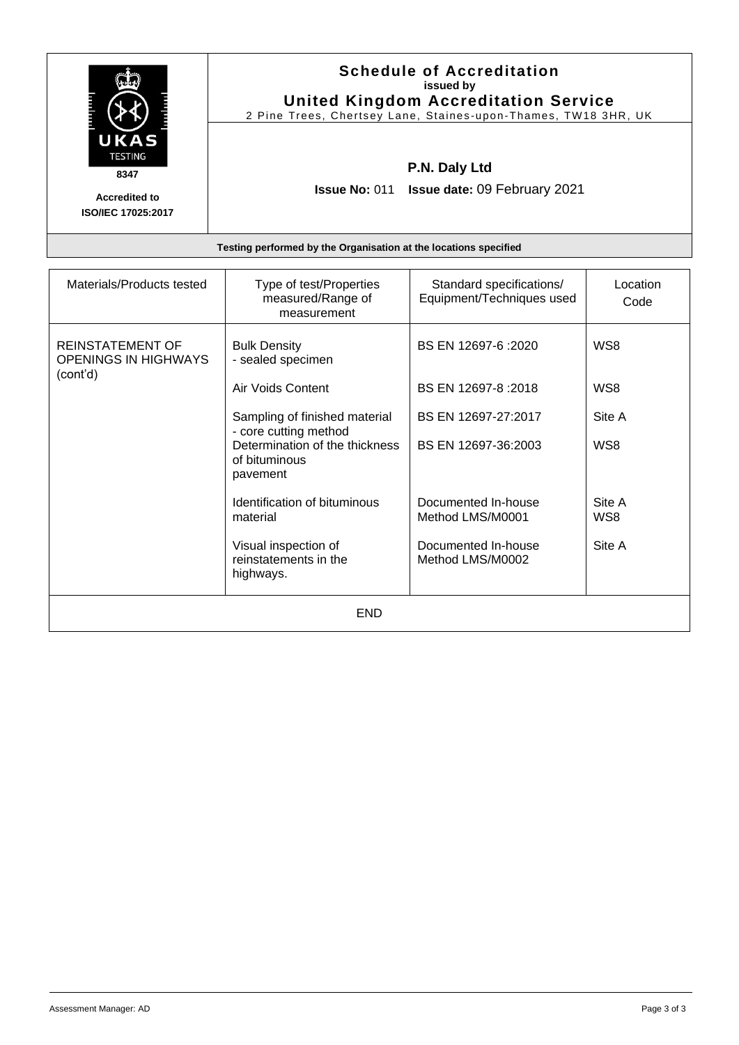UKAS TESTING

8347

**Accredited to ISO/IEC 17025:2017**

# Schedule of Accreditation
**issued by**
## United Kingdom Accreditation Service
2 Pine Trees, Chertsey Lane, Staines-upon-Thames, TW18 3HR, UK

### P.N. Daly Ltd

**Issue No:** 011 **Issue date:** 09 February 2021

**Testing performed by the Organisation at the locations specified**

| Materials/Products tested | Type of test/Properties measured/Range of measurement | Standard specifications/ Equipment/Techniques used | Location Code |
|---|---|---|---|
| REINSTATEMENT OF OPENINGS IN HIGHWAYS (cont'd) | Bulk Density - sealed specimen | BS EN 12697-6 :2020 | WS8 |
| | Air Voids Content | BS EN 12697-8 :2018 | WS8 |
| | Sampling of finished material - core cutting method | BS EN 12697-27:2017 | Site A |
| | Determination of the thickness of bituminous pavement | BS EN 12697-36:2003 | WS8 |
| | Identification of bituminous material | Documented In-house Method LMS/M0001 | Site A WS8 |
| | Visual inspection of reinstatements in the highways. | Documented In-house Method LMS/M0002 | Site A |

END

Assessment Manager: AD